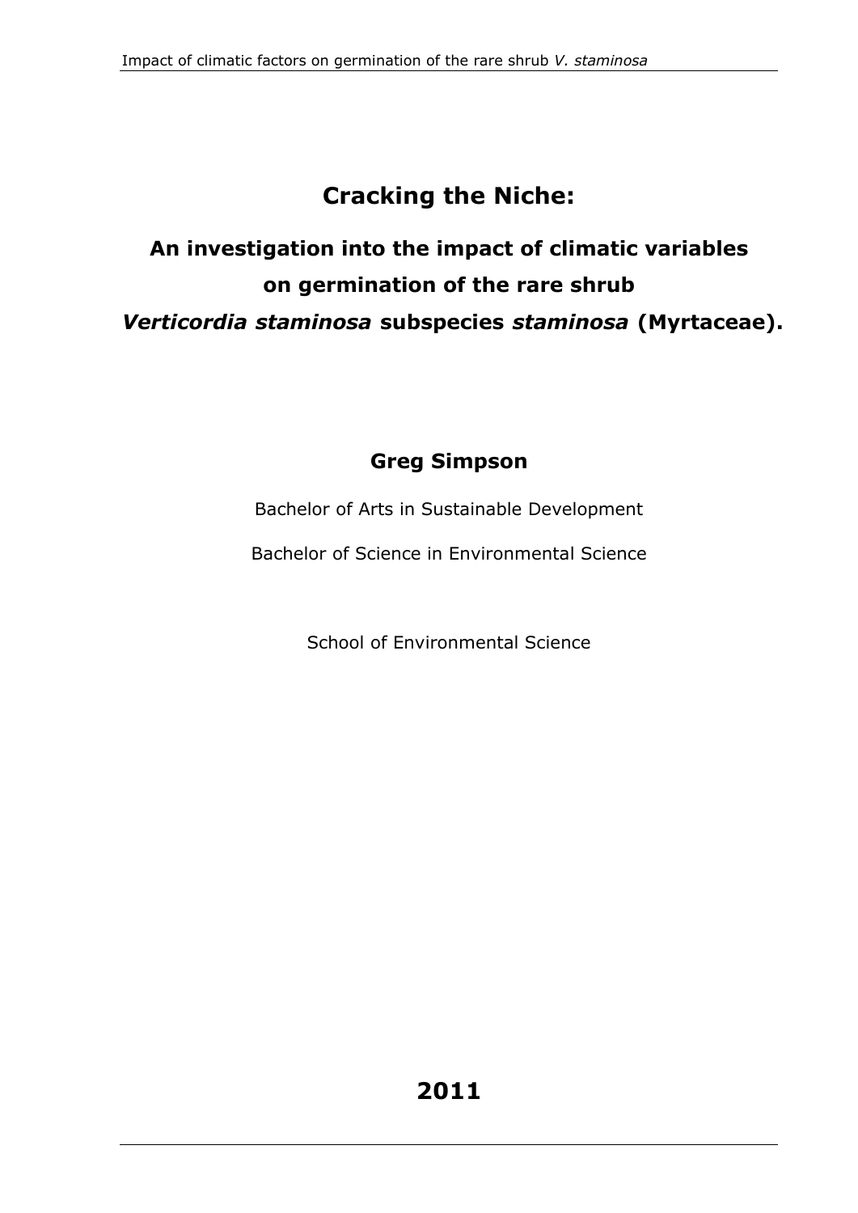# Cracking the Niche:

## An investigation into the impact of climatic variables on germination of the rare shrub *Verticordia staminosa* subspecies *staminosa* (Myrtaceae).

**Greg Simpson**

Bachelor of Arts in Sustainable Development

Bachelor of Science in Environmental Science

School of Environmental Science

**2011**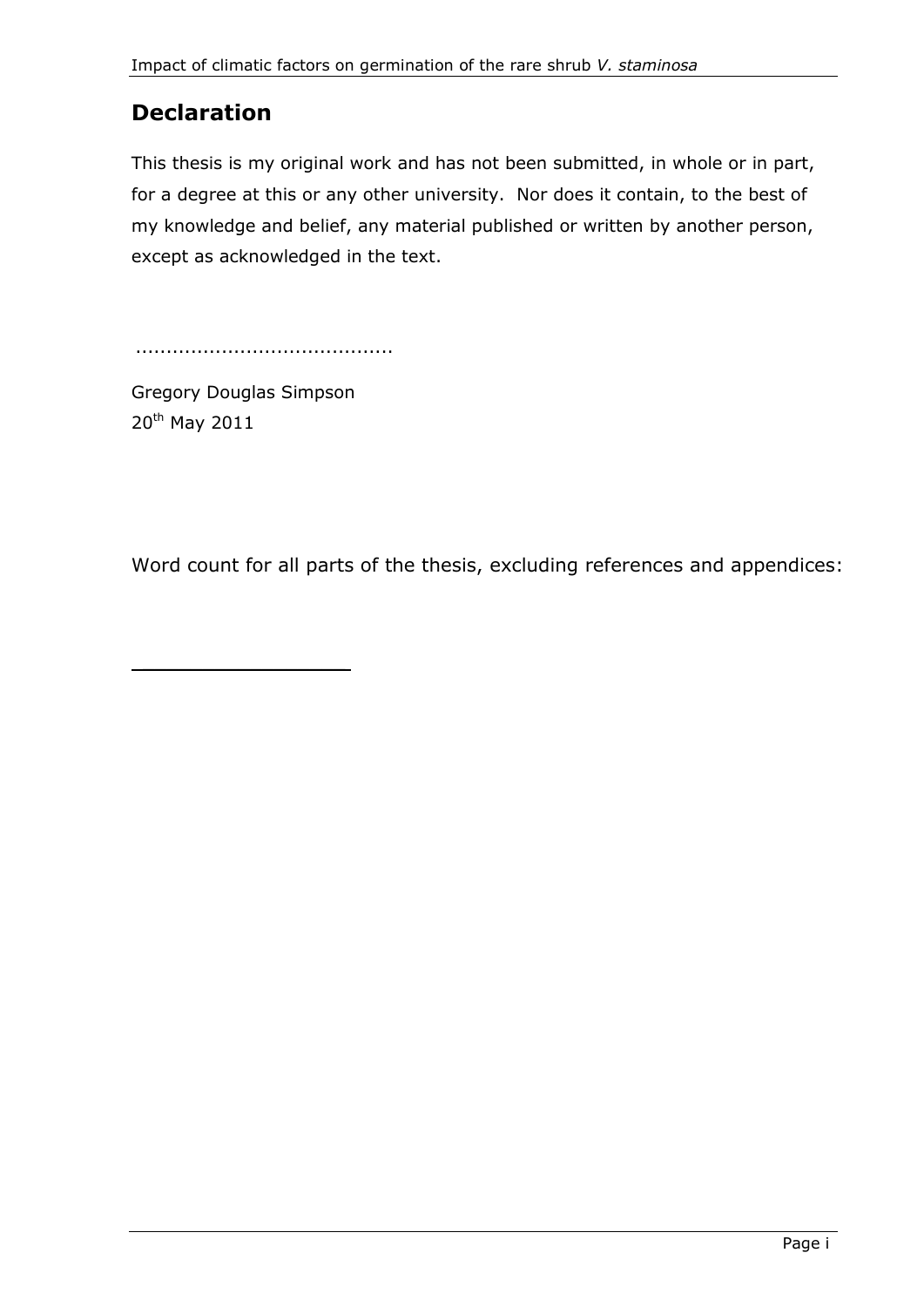## Declaration

This thesis is my original work and has not been submitted, in whole or in part, for a degree at this or any other university. Nor does it contain, to the best of my knowledge and belief, any material published or written by another person, except as acknowledged in the text.

..........................................

Gregory Douglas Simpson
20th May 2011

Word count for all parts of the thesis, excluding references and appendices:

____________________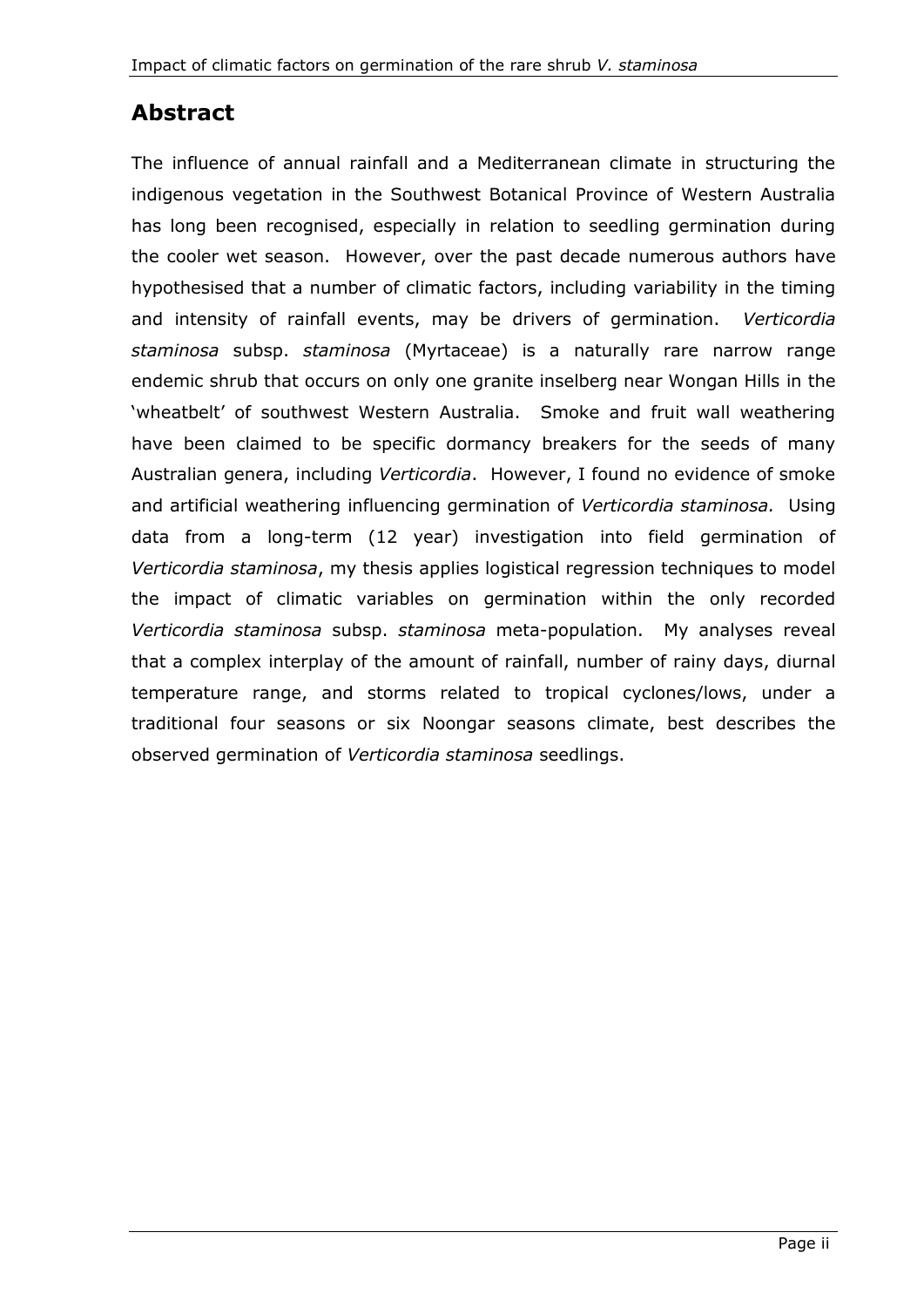## Abstract

The influence of annual rainfall and a Mediterranean climate in structuring the indigenous vegetation in the Southwest Botanical Province of Western Australia has long been recognised, especially in relation to seedling germination during the cooler wet season. However, over the past decade numerous authors have hypothesised that a number of climatic factors, including variability in the timing and intensity of rainfall events, may be drivers of germination. *Verticordia staminosa* subsp. *staminosa* (Myrtaceae) is a naturally rare narrow range endemic shrub that occurs on only one granite inselberg near Wongan Hills in the 'wheatbelt' of southwest Western Australia. Smoke and fruit wall weathering have been claimed to be specific dormancy breakers for the seeds of many Australian genera, including *Verticordia*. However, I found no evidence of smoke and artificial weathering influencing germination of *Verticordia staminosa.* Using data from a long-term (12 year) investigation into field germination of *Verticordia staminosa*, my thesis applies logistical regression techniques to model the impact of climatic variables on germination within the only recorded *Verticordia staminosa* subsp. *staminosa* meta-population. My analyses reveal that a complex interplay of the amount of rainfall, number of rainy days, diurnal temperature range, and storms related to tropical cyclones/lows, under a traditional four seasons or six Noongar seasons climate, best describes the observed germination of *Verticordia staminosa* seedlings.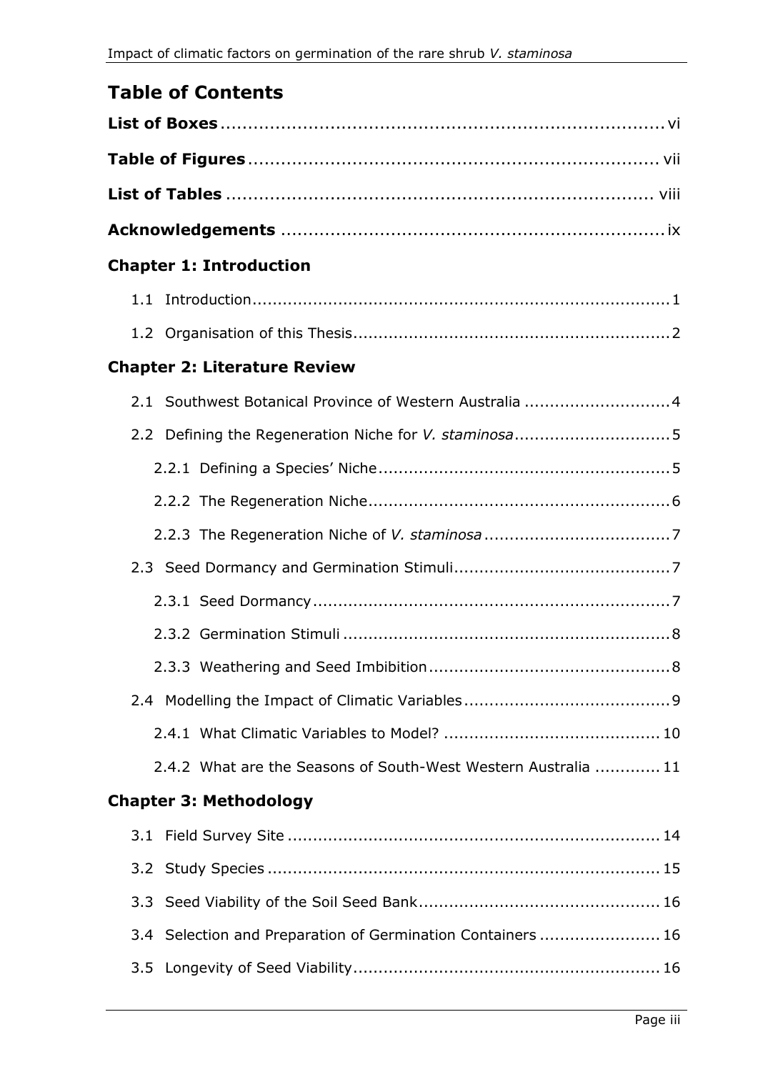# Table of Contents

**List of Boxes** .......... vi

**Table of Figures** .......... vii

**List of Tables** .......... viii

**Acknowledgements** .......... ix

## Chapter 1: Introduction

1.1 Introduction .......... 1

1.2 Organisation of this Thesis .......... 2

## Chapter 2: Literature Review

2.1 Southwest Botanical Province of Western Australia .......... 4

2.2 Defining the Regeneration Niche for *V. staminosa* .......... 5

2.2.1 Defining a Species' Niche .......... 5

2.2.2 The Regeneration Niche .......... 6

2.2.3 The Regeneration Niche of *V. staminosa* .......... 7

2.3 Seed Dormancy and Germination Stimuli .......... 7

2.3.1 Seed Dormancy .......... 7

2.3.2 Germination Stimuli .......... 8

2.3.3 Weathering and Seed Imbibition .......... 8

2.4 Modelling the Impact of Climatic Variables .......... 9

2.4.1 What Climatic Variables to Model? .......... 10

2.4.2 What are the Seasons of South-West Western Australia .......... 11

## Chapter 3: Methodology

3.1 Field Survey Site .......... 14

3.2 Study Species .......... 15

3.3 Seed Viability of the Soil Seed Bank .......... 16

3.4 Selection and Preparation of Germination Containers .......... 16

3.5 Longevity of Seed Viability .......... 16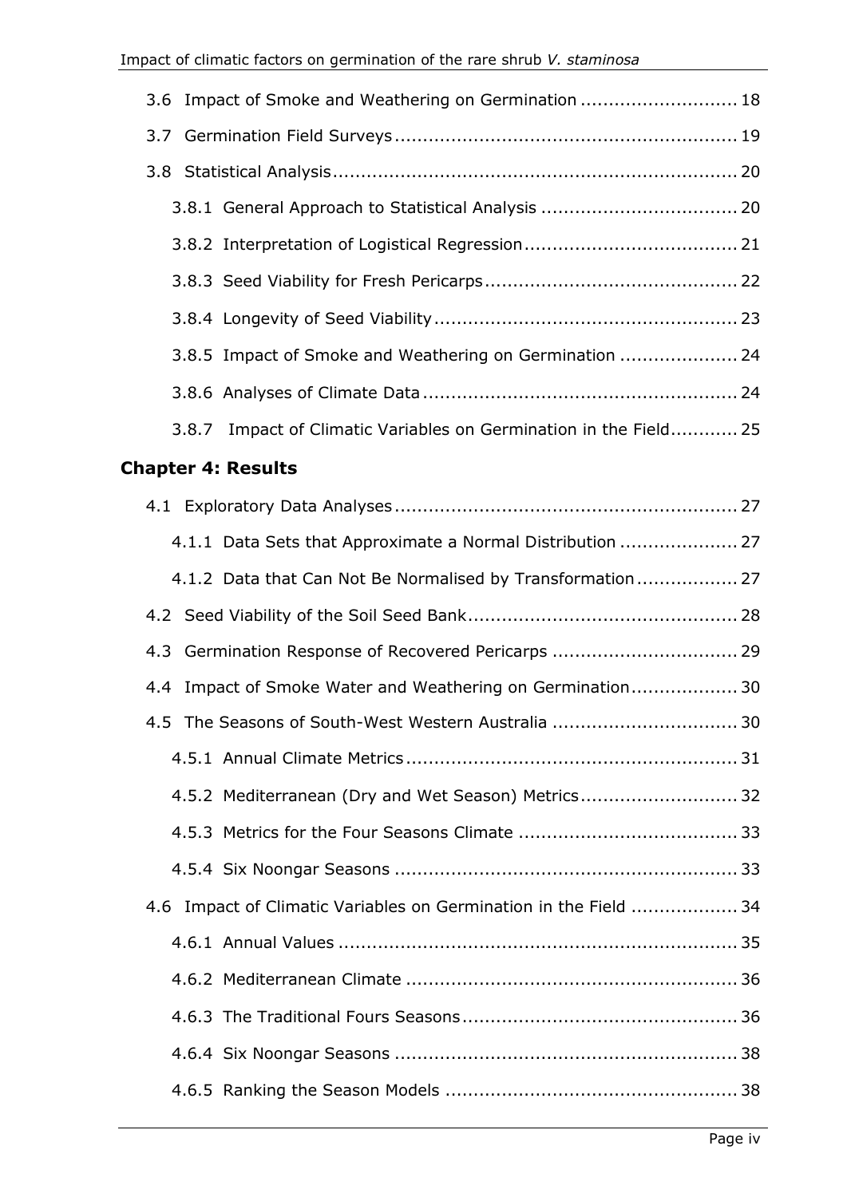3.6 Impact of Smoke and Weathering on Germination ............................ 18

3.7 Germination Field Surveys ............................................................. 19

3.8 Statistical Analysis ......................................................................... 20

3.8.1 General Approach to Statistical Analysis .................................. 20

3.8.2 Interpretation of Logistical Regression ...................................... 21

3.8.3 Seed Viability for Fresh Pericarps ............................................. 22

3.8.4 Longevity of Seed Viability ...................................................... 23

3.8.5 Impact of Smoke and Weathering on Germination ..................... 24

3.8.6 Analyses of Climate Data ........................................................ 24

3.8.7 Impact of Climatic Variables on Germination in the Field ............ 25

## Chapter 4: Results

4.1 Exploratory Data Analyses ............................................................. 27

4.1.1 Data Sets that Approximate a Normal Distribution ..................... 27

4.1.2 Data that Can Not Be Normalised by Transformation .................. 27

4.2 Seed Viability of the Soil Seed Bank ................................................ 28

4.3 Germination Response of Recovered Pericarps ................................. 29

4.4 Impact of Smoke Water and Weathering on Germination ................... 30

4.5 The Seasons of South-West Western Australia ................................. 30

4.5.1 Annual Climate Metrics ........................................................... 31

4.5.2 Mediterranean (Dry and Wet Season) Metrics ............................ 32

4.5.3 Metrics for the Four Seasons Climate ....................................... 33

4.5.4 Six Noongar Seasons ............................................................. 33

4.6 Impact of Climatic Variables on Germination in the Field ................... 34

4.6.1 Annual Values ....................................................................... 35

4.6.2 Mediterranean Climate ........................................................... 36

4.6.3 The Traditional Fours Seasons ................................................. 36

4.6.4 Six Noongar Seasons ............................................................. 38

4.6.5 Ranking the Season Models .................................................... 38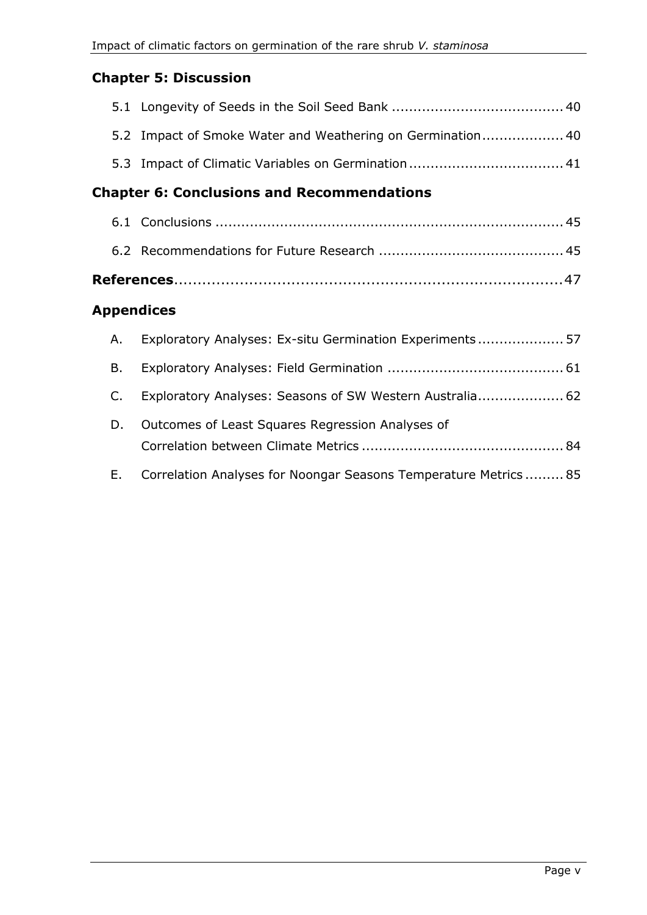## Chapter 5: Discussion

5.1 Longevity of Seeds in the Soil Seed Bank ........................................ 40

5.2 Impact of Smoke Water and Weathering on Germination.................. 40

5.3 Impact of Climatic Variables on Germination .................................... 41

## Chapter 6: Conclusions and Recommendations

6.1 Conclusions ................................................................................ 45

6.2 Recommendations for Future Research .......................................... 45

**References**.................................................................................... 47

## Appendices

A. Exploratory Analyses: Ex-situ Germination Experiments .................... 57

B. Exploratory Analyses: Field Germination ......................................... 61

C. Exploratory Analyses: Seasons of SW Western Australia.................... 62

D. Outcomes of Least Squares Regression Analyses of Correlation between Climate Metrics ............................................... 84

E. Correlation Analyses for Noongar Seasons Temperature Metrics ......... 85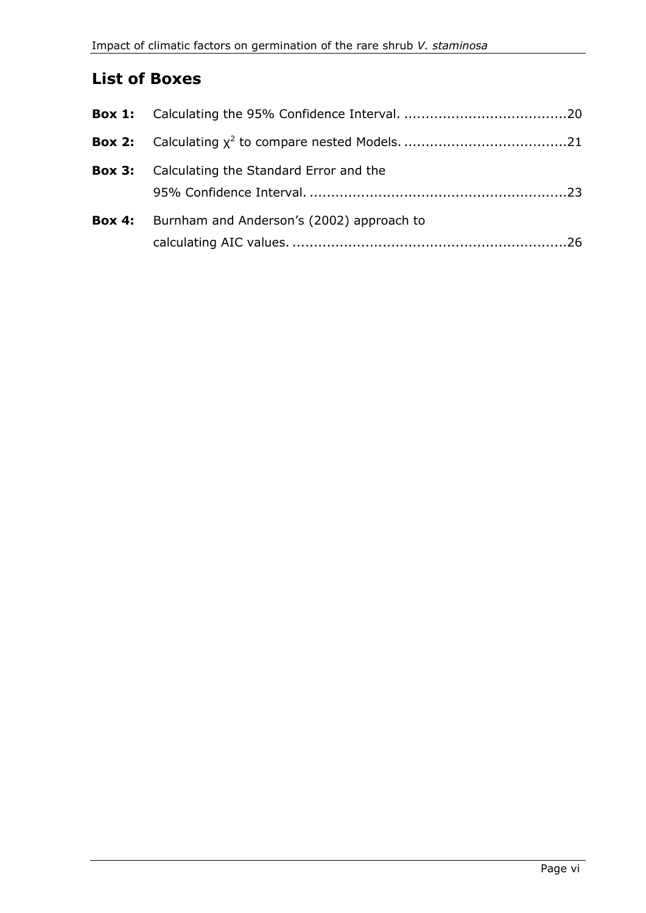## List of Boxes

**Box 1:** Calculating the 95% Confidence Interval. ....................................20

**Box 2:** Calculating $\chi^2$ to compare nested Models. ......................................21

**Box 3:** Calculating the Standard Error and the 95% Confidence Interval. ............................................................23

**Box 4:** Burnham and Anderson's (2002) approach to calculating AIC values. ................................................................26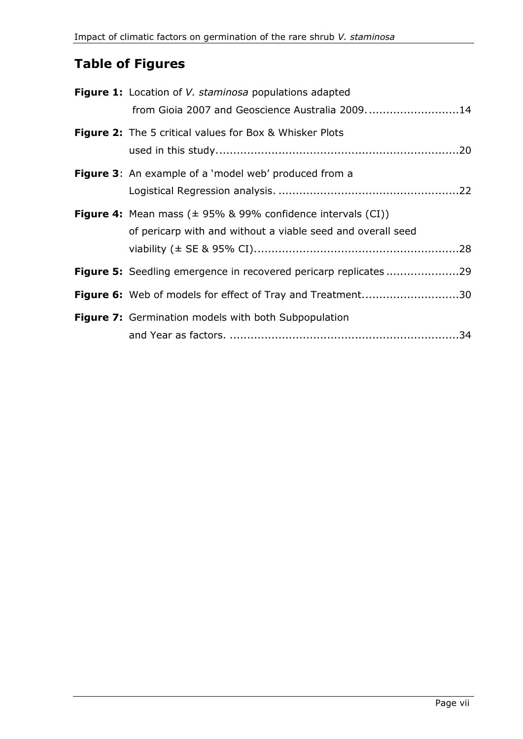## Table of Figures

**Figure 1:** Location of *V. staminosa* populations adapted from Gioia 2007 and Geoscience Australia 2009. ..........................14

**Figure 2:** The 5 critical values for Box & Whisker Plots used in this study......................................................................20

**Figure 3**: An example of a 'model web' produced from a Logistical Regression analysis. ....................................................22

**Figure 4:** Mean mass (± 95% & 99% confidence intervals (CI)) of pericarp with and without a viable seed and overall seed viability (± SE & 95% CI)...........................................................28

**Figure 5:** Seedling emergence in recovered pericarp replicates .....................29

**Figure 6:** Web of models for effect of Tray and Treatment............................30

**Figure 7:** Germination models with both Subpopulation and Year as factors. ..................................................................34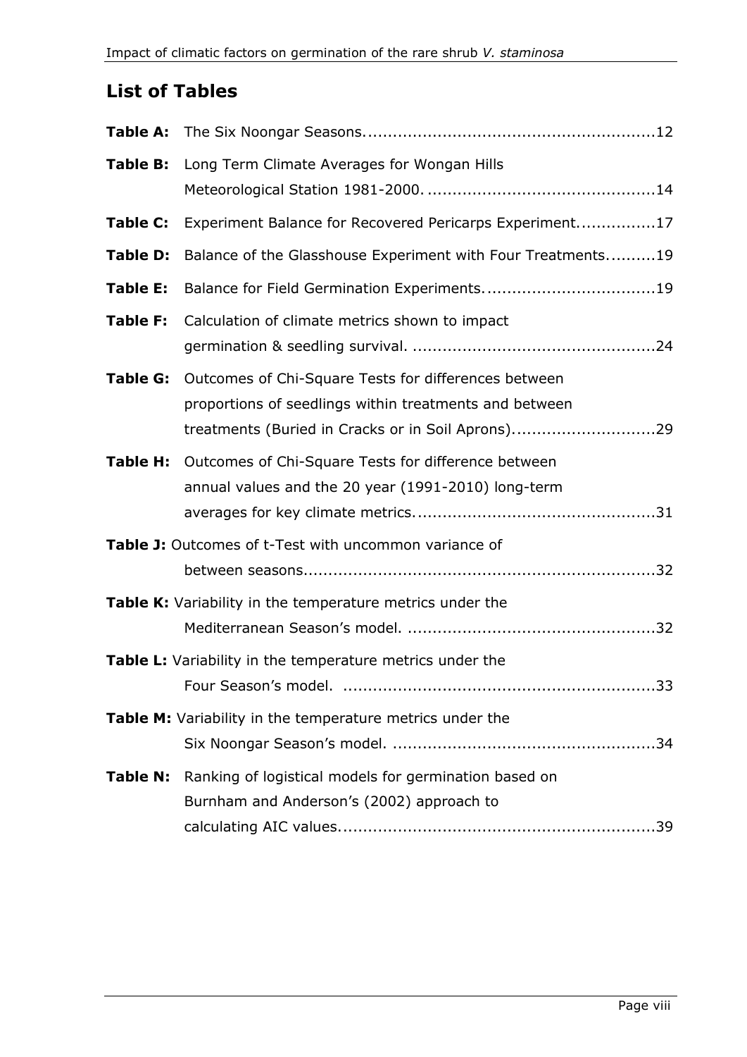## List of Tables

**Table A:** The Six Noongar Seasons....12

**Table B:** Long Term Climate Averages for Wongan Hills Meteorological Station 1981-2000....14

**Table C:** Experiment Balance for Recovered Pericarps Experiment....17

**Table D:** Balance of the Glasshouse Experiment with Four Treatments....19

**Table E:** Balance for Field Germination Experiments....19

**Table F:** Calculation of climate metrics shown to impact germination & seedling survival....24

**Table G:** Outcomes of Chi-Square Tests for differences between proportions of seedlings within treatments and between treatments (Buried in Cracks or in Soil Aprons)....29

**Table H:** Outcomes of Chi-Square Tests for difference between annual values and the 20 year (1991-2010) long-term averages for key climate metrics....31

**Table J:** Outcomes of t-Test with uncommon variance of between seasons....32

**Table K:** Variability in the temperature metrics under the Mediterranean Season's model....32

**Table L:** Variability in the temperature metrics under the Four Season's model....33

**Table M:** Variability in the temperature metrics under the Six Noongar Season's model....34

**Table N:** Ranking of logistical models for germination based on Burnham and Anderson's (2002) approach to calculating AIC values....39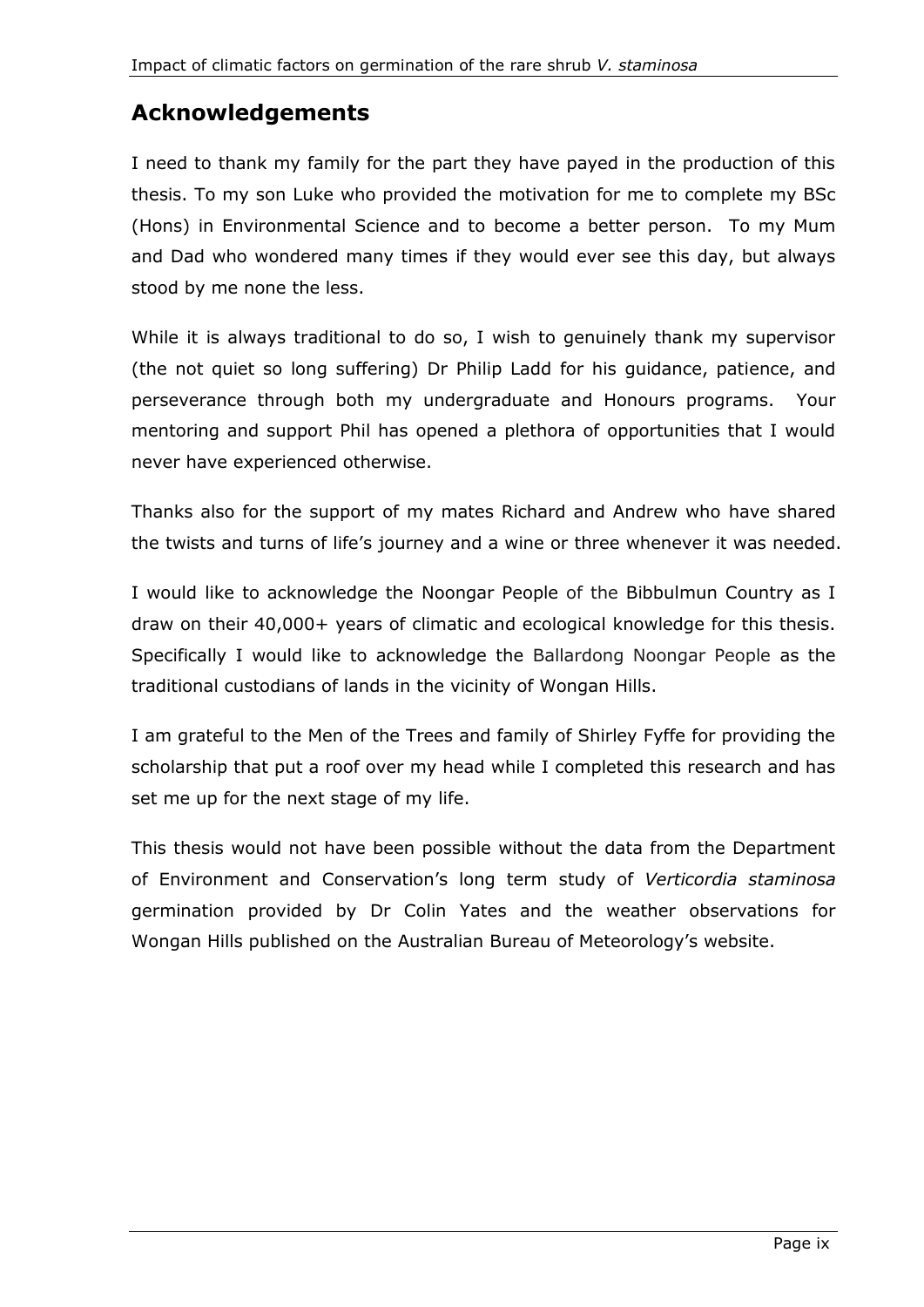## Acknowledgements

I need to thank my family for the part they have payed in the production of this thesis. To my son Luke who provided the motivation for me to complete my BSc (Hons) in Environmental Science and to become a better person. To my Mum and Dad who wondered many times if they would ever see this day, but always stood by me none the less.

While it is always traditional to do so, I wish to genuinely thank my supervisor (the not quiet so long suffering) Dr Philip Ladd for his guidance, patience, and perseverance through both my undergraduate and Honours programs. Your mentoring and support Phil has opened a plethora of opportunities that I would never have experienced otherwise.

Thanks also for the support of my mates Richard and Andrew who have shared the twists and turns of life's journey and a wine or three whenever it was needed.

I would like to acknowledge the Noongar People of the Bibbulmun Country as I draw on their 40,000+ years of climatic and ecological knowledge for this thesis. Specifically I would like to acknowledge the Ballardong Noongar People as the traditional custodians of lands in the vicinity of Wongan Hills.

I am grateful to the Men of the Trees and family of Shirley Fyffe for providing the scholarship that put a roof over my head while I completed this research and has set me up for the next stage of my life.

This thesis would not have been possible without the data from the Department of Environment and Conservation's long term study of *Verticordia staminosa* germination provided by Dr Colin Yates and the weather observations for Wongan Hills published on the Australian Bureau of Meteorology's website.